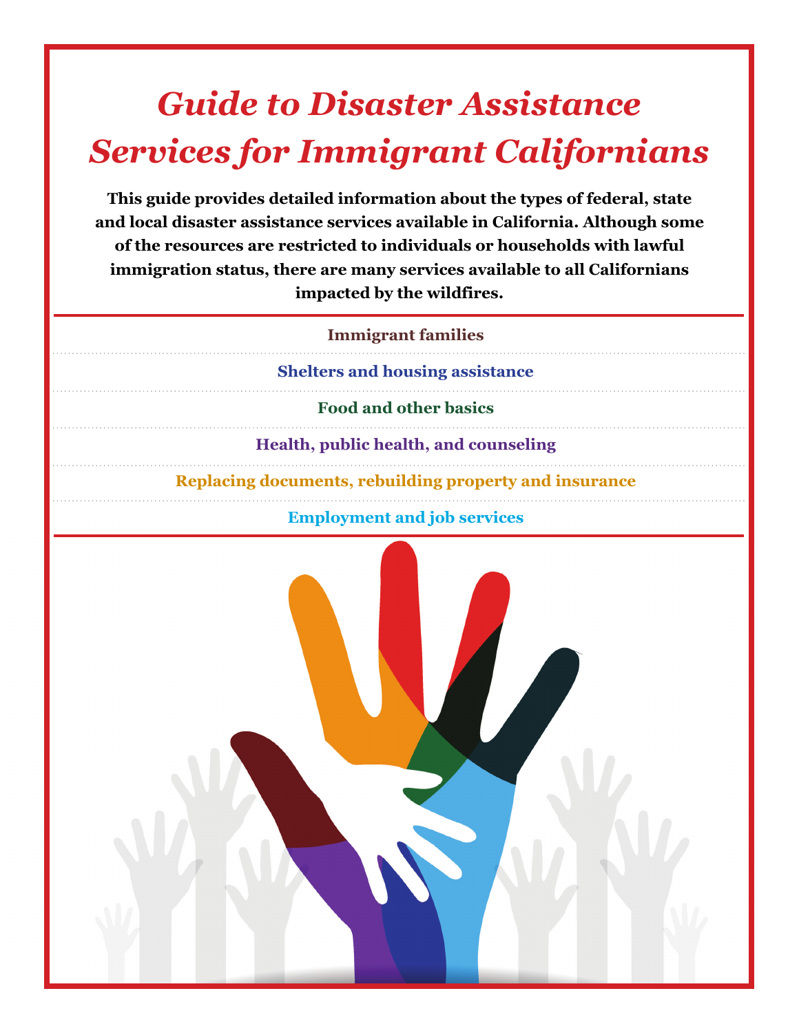# *Guide to Disaster Assistance Services for Immigrant Californians*

**This guide provides detailed information about the types of federal, state and local disaster assistance services available in California. Although some of the resources are restricted to individuals or households with lawful immigration status, there are many services available to all Californians impacted by the wildfires.**

**Immigrant families**

**Shelters and housing assistance**

**Food and other basics**

**Health, public health, and counseling**

**Replacing documents, rebuilding property and insurance**

**Employment and job services**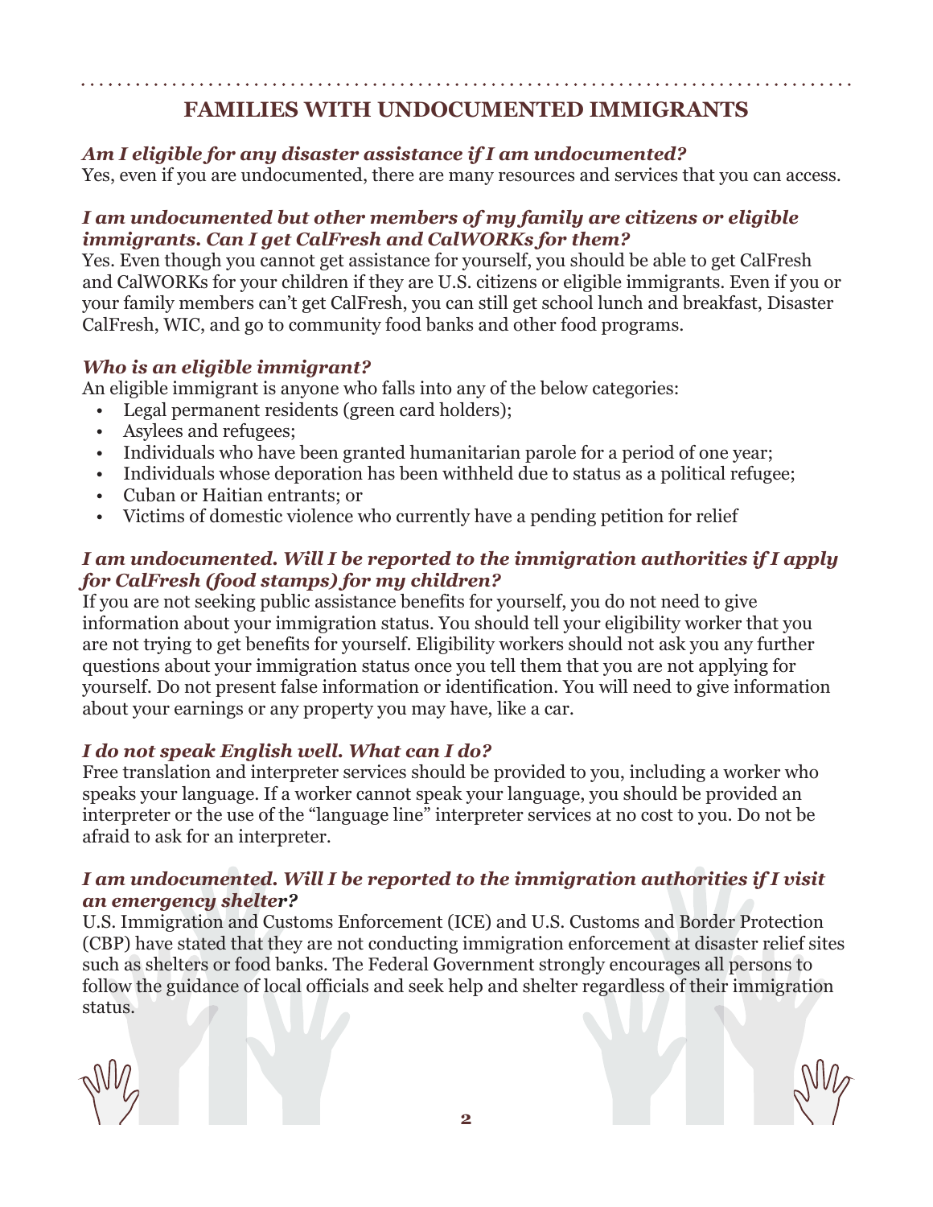## FAMILIES WITH UNDOCUMENTED IMMIGRANTS

***Am I eligible for any disaster assistance if I am undocumented?***

Yes, even if you are undocumented, there are many resources and services that you can access.

***I am undocumented but other members of my family are citizens or eligible immigrants. Can I get CalFresh and CalWORKs for them?***

Yes. Even though you cannot get assistance for yourself, you should be able to get CalFresh and CalWORKs for your children if they are U.S. citizens or eligible immigrants. Even if you or your family members can't get CalFresh, you can still get school lunch and breakfast, Disaster CalFresh, WIC, and go to community food banks and other food programs.

***Who is an eligible immigrant?***

An eligible immigrant is anyone who falls into any of the below categories:

- Legal permanent residents (green card holders);
- Asylees and refugees;
- Individuals who have been granted humanitarian parole for a period of one year;
- Individuals whose deporation has been withheld due to status as a political refugee;
- Cuban or Haitian entrants; or
- Victims of domestic violence who currently have a pending petition for relief

***I am undocumented. Will I be reported to the immigration authorities if I apply for CalFresh (food stamps) for my children?***

If you are not seeking public assistance benefits for yourself, you do not need to give information about your immigration status. You should tell your eligibility worker that you are not trying to get benefits for yourself. Eligibility workers should not ask you any further questions about your immigration status once you tell them that you are not applying for yourself. Do not present false information or identification. You will need to give information about your earnings or any property you may have, like a car.

***I do not speak English well. What can I do?***

Free translation and interpreter services should be provided to you, including a worker who speaks your language. If a worker cannot speak your language, you should be provided an interpreter or the use of the "language line" interpreter services at no cost to you. Do not be afraid to ask for an interpreter.

***I am undocumented. Will I be reported to the immigration authorities if I visit an emergency shelter?***

U.S. Immigration and Customs Enforcement (ICE) and U.S. Customs and Border Protection (CBP) have stated that they are not conducting immigration enforcement at disaster relief sites such as shelters or food banks. The Federal Government strongly encourages all persons to follow the guidance of local officials and seek help and shelter regardless of their immigration status.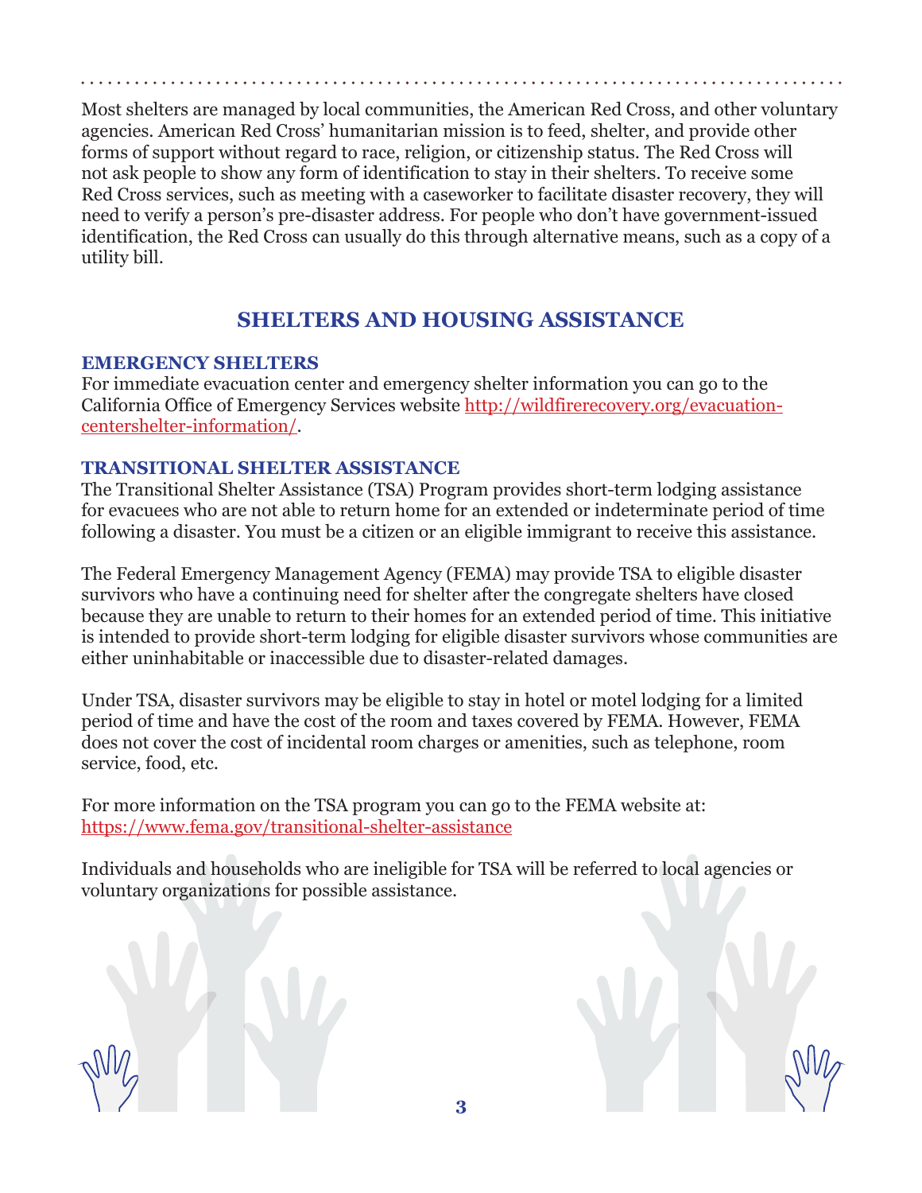Most shelters are managed by local communities, the American Red Cross, and other voluntary agencies. American Red Cross' humanitarian mission is to feed, shelter, and provide other forms of support without regard to race, religion, or citizenship status. The Red Cross will not ask people to show any form of identification to stay in their shelters. To receive some Red Cross services, such as meeting with a caseworker to facilitate disaster recovery, they will need to verify a person's pre-disaster address. For people who don't have government-issued identification, the Red Cross can usually do this through alternative means, such as a copy of a utility bill.

## SHELTERS AND HOUSING ASSISTANCE

### EMERGENCY SHELTERS

For immediate evacuation center and emergency shelter information you can go to the California Office of Emergency Services website [http://wildfirerecovery.org/evacuation-centershelter-information/](http://wildfirerecovery.org/evacuation-centershelter-information/).

### TRANSITIONAL SHELTER ASSISTANCE

The Transitional Shelter Assistance (TSA) Program provides short-term lodging assistance for evacuees who are not able to return home for an extended or indeterminate period of time following a disaster. You must be a citizen or an eligible immigrant to receive this assistance.

The Federal Emergency Management Agency (FEMA) may provide TSA to eligible disaster survivors who have a continuing need for shelter after the congregate shelters have closed because they are unable to return to their homes for an extended period of time. This initiative is intended to provide short-term lodging for eligible disaster survivors whose communities are either uninhabitable or inaccessible due to disaster-related damages.

Under TSA, disaster survivors may be eligible to stay in hotel or motel lodging for a limited period of time and have the cost of the room and taxes covered by FEMA. However, FEMA does not cover the cost of incidental room charges or amenities, such as telephone, room service, food, etc.

For more information on the TSA program you can go to the FEMA website at: [https://www.fema.gov/transitional-shelter-assistance](https://www.fema.gov/transitional-shelter-assistance)

Individuals and households who are ineligible for TSA will be referred to local agencies or voluntary organizations for possible assistance.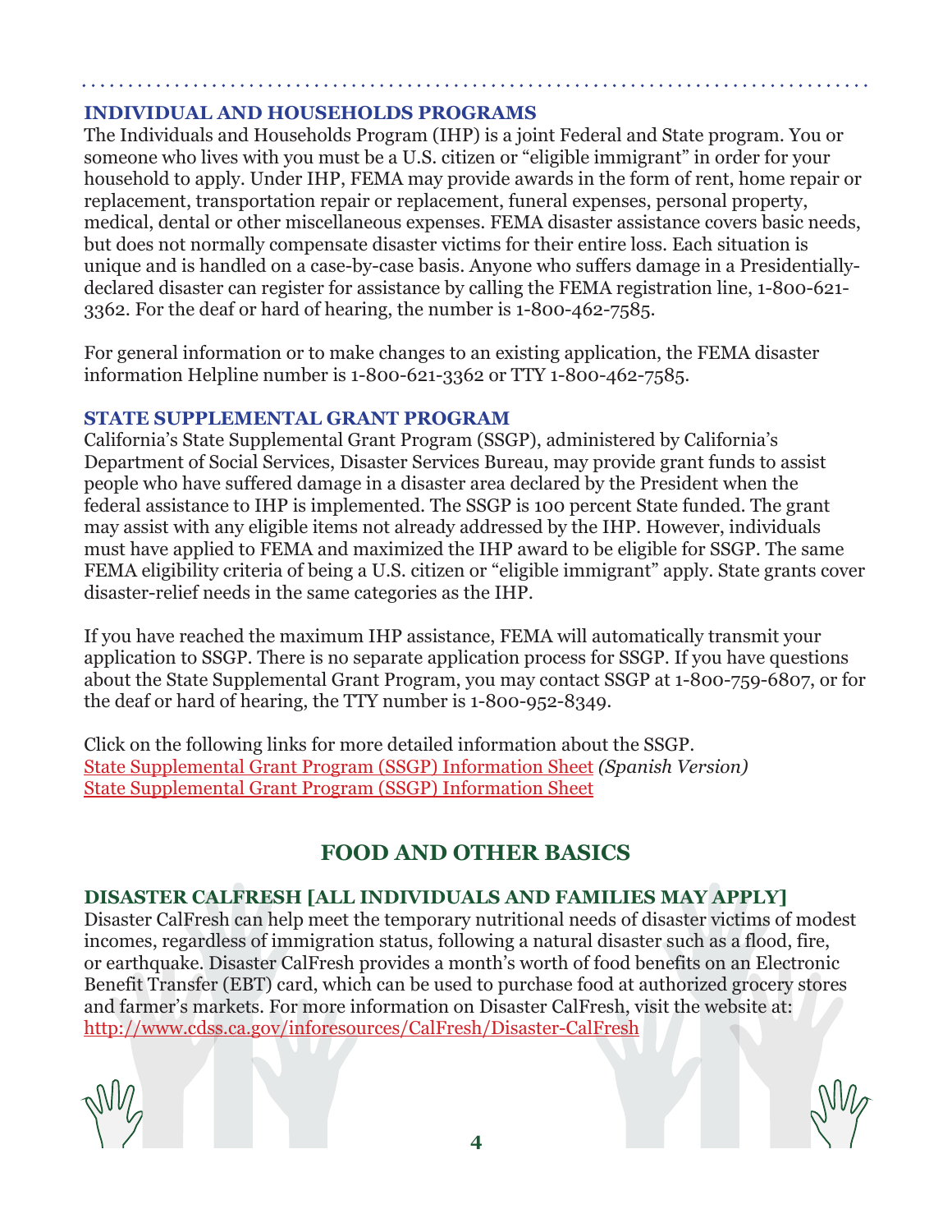### INDIVIDUAL AND HOUSEHOLDS PROGRAMS

The Individuals and Households Program (IHP) is a joint Federal and State program. You or someone who lives with you must be a U.S. citizen or "eligible immigrant" in order for your household to apply. Under IHP, FEMA may provide awards in the form of rent, home repair or replacement, transportation repair or replacement, funeral expenses, personal property, medical, dental or other miscellaneous expenses. FEMA disaster assistance covers basic needs, but does not normally compensate disaster victims for their entire loss. Each situation is unique and is handled on a case-by-case basis. Anyone who suffers damage in a Presidentially-declared disaster can register for assistance by calling the FEMA registration line, 1-800-621-3362. For the deaf or hard of hearing, the number is 1-800-462-7585.

For general information or to make changes to an existing application, the FEMA disaster information Helpline number is 1-800-621-3362 or TTY 1-800-462-7585.

### STATE SUPPLEMENTAL GRANT PROGRAM

California's State Supplemental Grant Program (SSGP), administered by California's Department of Social Services, Disaster Services Bureau, may provide grant funds to assist people who have suffered damage in a disaster area declared by the President when the federal assistance to IHP is implemented. The SSGP is 100 percent State funded. The grant may assist with any eligible items not already addressed by the IHP. However, individuals must have applied to FEMA and maximized the IHP award to be eligible for SSGP. The same FEMA eligibility criteria of being a U.S. citizen or "eligible immigrant" apply. State grants cover disaster-relief needs in the same categories as the IHP.

If you have reached the maximum IHP assistance, FEMA will automatically transmit your application to SSGP. There is no separate application process for SSGP. If you have questions about the State Supplemental Grant Program, you may contact SSGP at 1-800-759-6807, or for the deaf or hard of hearing, the TTY number is 1-800-952-8349.

Click on the following links for more detailed information about the SSGP.
State Supplemental Grant Program (SSGP) Information Sheet *(Spanish Version)*
State Supplemental Grant Program (SSGP) Information Sheet

## FOOD AND OTHER BASICS

### DISASTER CALFRESH [ALL INDIVIDUALS AND FAMILIES MAY APPLY]

Disaster CalFresh can help meet the temporary nutritional needs of disaster victims of modest incomes, regardless of immigration status, following a natural disaster such as a flood, fire, or earthquake. Disaster CalFresh provides a month's worth of food benefits on an Electronic Benefit Transfer (EBT) card, which can be used to purchase food at authorized grocery stores and farmer's markets. For more information on Disaster CalFresh, visit the website at: http://www.cdss.ca.gov/inforesources/CalFresh/Disaster-CalFresh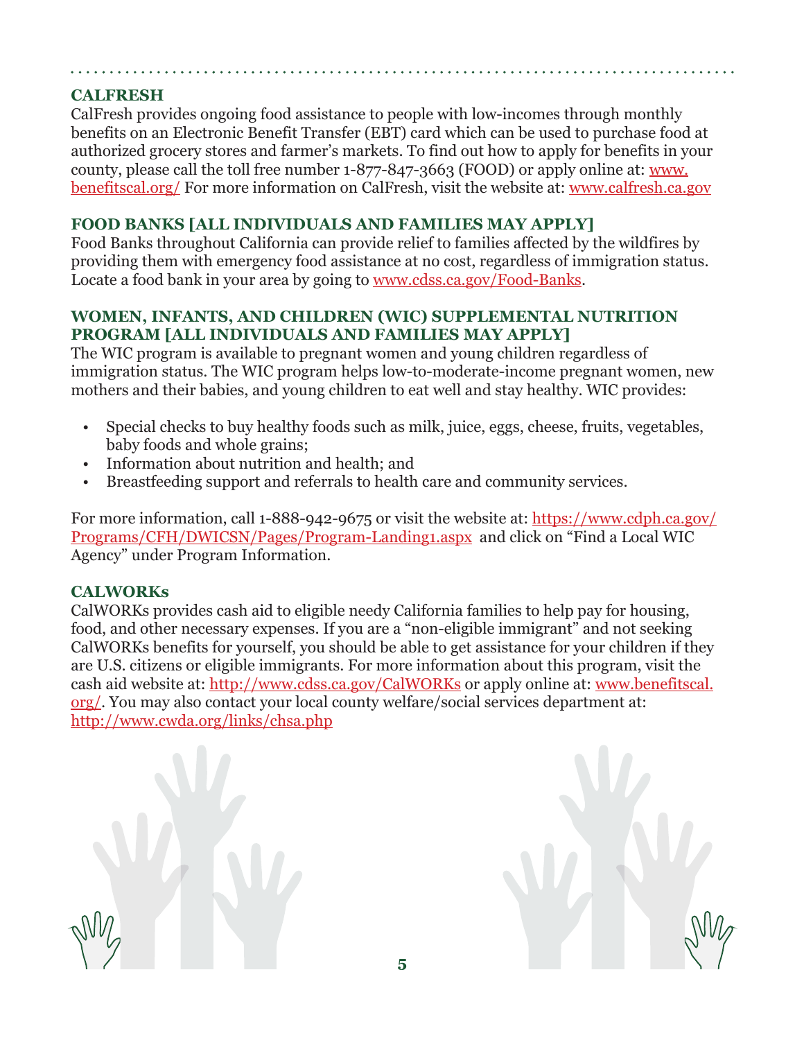## CALFRESH

CalFresh provides ongoing food assistance to people with low-incomes through monthly benefits on an Electronic Benefit Transfer (EBT) card which can be used to purchase food at authorized grocery stores and farmer's markets. To find out how to apply for benefits in your county, please call the toll free number 1-877-847-3663 (FOOD) or apply online at: www.benefitscal.org/ For more information on CalFresh, visit the website at: www.calfresh.ca.gov

## FOOD BANKS [ALL INDIVIDUALS AND FAMILIES MAY APPLY]

Food Banks throughout California can provide relief to families affected by the wildfires by providing them with emergency food assistance at no cost, regardless of immigration status. Locate a food bank in your area by going to www.cdss.ca.gov/Food-Banks.

## WOMEN, INFANTS, AND CHILDREN (WIC) SUPPLEMENTAL NUTRITION PROGRAM [ALL INDIVIDUALS AND FAMILIES MAY APPLY]

The WIC program is available to pregnant women and young children regardless of immigration status. The WIC program helps low-to-moderate-income pregnant women, new mothers and their babies, and young children to eat well and stay healthy. WIC provides:

- Special checks to buy healthy foods such as milk, juice, eggs, cheese, fruits, vegetables, baby foods and whole grains;
- Information about nutrition and health; and
- Breastfeeding support and referrals to health care and community services.

For more information, call 1-888-942-9675 or visit the website at: https://www.cdph.ca.gov/Programs/CFH/DWICSN/Pages/Program-Landing1.aspx and click on "Find a Local WIC Agency" under Program Information.

## CALWORKs

CalWORKs provides cash aid to eligible needy California families to help pay for housing, food, and other necessary expenses. If you are a "non-eligible immigrant" and not seeking CalWORKs benefits for yourself, you should be able to get assistance for your children if they are U.S. citizens or eligible immigrants. For more information about this program, visit the cash aid website at: http://www.cdss.ca.gov/CalWORKs or apply online at: www.benefitscal.org/. You may also contact your local county welfare/social services department at: http://www.cwda.org/links/chsa.php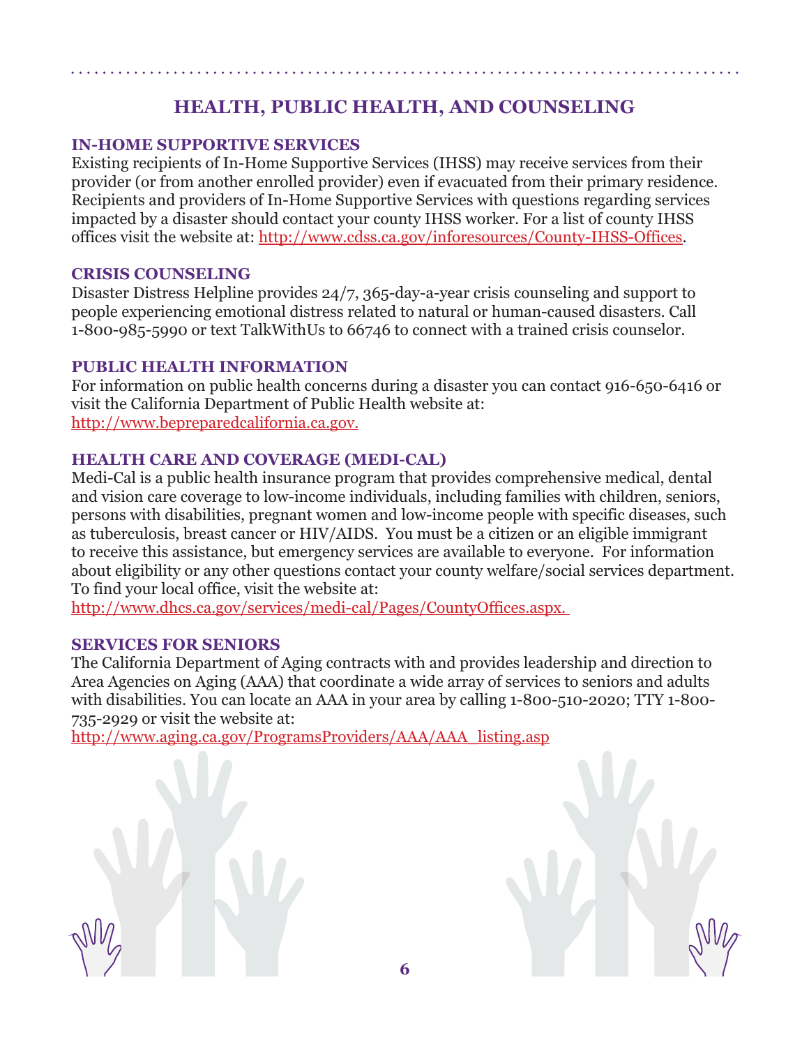## HEALTH, PUBLIC HEALTH, AND COUNSELING

### IN-HOME SUPPORTIVE SERVICES

Existing recipients of In-Home Supportive Services (IHSS) may receive services from their provider (or from another enrolled provider) even if evacuated from their primary residence. Recipients and providers of In-Home Supportive Services with questions regarding services impacted by a disaster should contact your county IHSS worker. For a list of county IHSS offices visit the website at: http://www.cdss.ca.gov/inforesources/County-IHSS-Offices.

### CRISIS COUNSELING

Disaster Distress Helpline provides 24/7, 365-day-a-year crisis counseling and support to people experiencing emotional distress related to natural or human-caused disasters. Call 1-800-985-5990 or text TalkWithUs to 66746 to connect with a trained crisis counselor.

### PUBLIC HEALTH INFORMATION

For information on public health concerns during a disaster you can contact 916-650-6416 or visit the California Department of Public Health website at: http://www.bepreparedcalifornia.ca.gov.

### HEALTH CARE AND COVERAGE (MEDI-CAL)

Medi-Cal is a public health insurance program that provides comprehensive medical, dental and vision care coverage to low-income individuals, including families with children, seniors, persons with disabilities, pregnant women and low-income people with specific diseases, such as tuberculosis, breast cancer or HIV/AIDS. You must be a citizen or an eligible immigrant to receive this assistance, but emergency services are available to everyone. For information about eligibility or any other questions contact your county welfare/social services department. To find your local office, visit the website at: http://www.dhcs.ca.gov/services/medi-cal/Pages/CountyOffices.aspx.

### SERVICES FOR SENIORS

The California Department of Aging contracts with and provides leadership and direction to Area Agencies on Aging (AAA) that coordinate a wide array of services to seniors and adults with disabilities. You can locate an AAA in your area by calling 1-800-510-2020; TTY 1-800-735-2929 or visit the website at: http://www.aging.ca.gov/ProgramsProviders/AAA/AAA_listing.asp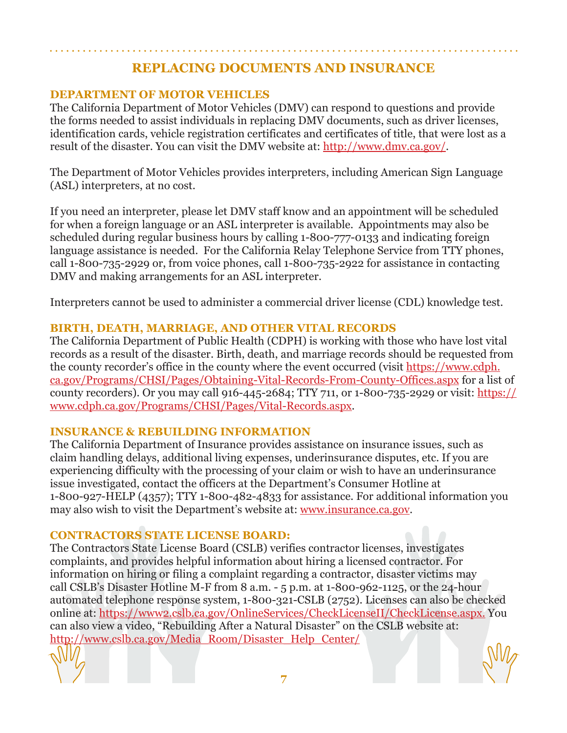# REPLACING DOCUMENTS AND INSURANCE

## DEPARTMENT OF MOTOR VEHICLES

The California Department of Motor Vehicles (DMV) can respond to questions and provide the forms needed to assist individuals in replacing DMV documents, such as driver licenses, identification cards, vehicle registration certificates and certificates of title, that were lost as a result of the disaster. You can visit the DMV website at: http://www.dmv.ca.gov/.

The Department of Motor Vehicles provides interpreters, including American Sign Language (ASL) interpreters, at no cost.

If you need an interpreter, please let DMV staff know and an appointment will be scheduled for when a foreign language or an ASL interpreter is available. Appointments may also be scheduled during regular business hours by calling 1-800-777-0133 and indicating foreign language assistance is needed. For the California Relay Telephone Service from TTY phones, call 1-800-735-2929 or, from voice phones, call 1-800-735-2922 for assistance in contacting DMV and making arrangements for an ASL interpreter.

Interpreters cannot be used to administer a commercial driver license (CDL) knowledge test.

## BIRTH, DEATH, MARRIAGE, AND OTHER VITAL RECORDS

The California Department of Public Health (CDPH) is working with those who have lost vital records as a result of the disaster. Birth, death, and marriage records should be requested from the county recorder's office in the county where the event occurred (visit https://www.cdph.ca.gov/Programs/CHSI/Pages/Obtaining-Vital-Records-From-County-Offices.aspx for a list of county recorders). Or you may call 916-445-2684; TTY 711, or 1-800-735-2929 or visit: https://www.cdph.ca.gov/Programs/CHSI/Pages/Vital-Records.aspx.

## INSURANCE & REBUILDING INFORMATION

The California Department of Insurance provides assistance on insurance issues, such as claim handling delays, additional living expenses, underinsurance disputes, etc. If you are experiencing difficulty with the processing of your claim or wish to have an underinsurance issue investigated, contact the officers at the Department's Consumer Hotline at 1-800-927-HELP (4357); TTY 1-800-482-4833 for assistance. For additional information you may also wish to visit the Department's website at: www.insurance.ca.gov.

## CONTRACTORS STATE LICENSE BOARD:

The Contractors State License Board (CSLB) verifies contractor licenses, investigates complaints, and provides helpful information about hiring a licensed contractor. For information on hiring or filing a complaint regarding a contractor, disaster victims may call CSLB's Disaster Hotline M-F from 8 a.m. - 5 p.m. at 1-800-962-1125, or the 24-hour automated telephone response system, 1-800-321-CSLB (2752). Licenses can also be checked online at: https://www2.cslb.ca.gov/OnlineServices/CheckLicenseII/CheckLicense.aspx. You can also view a video, "Rebuilding After a Natural Disaster" on the CSLB website at: http://www.cslb.ca.gov/Media_Room/Disaster_Help_Center/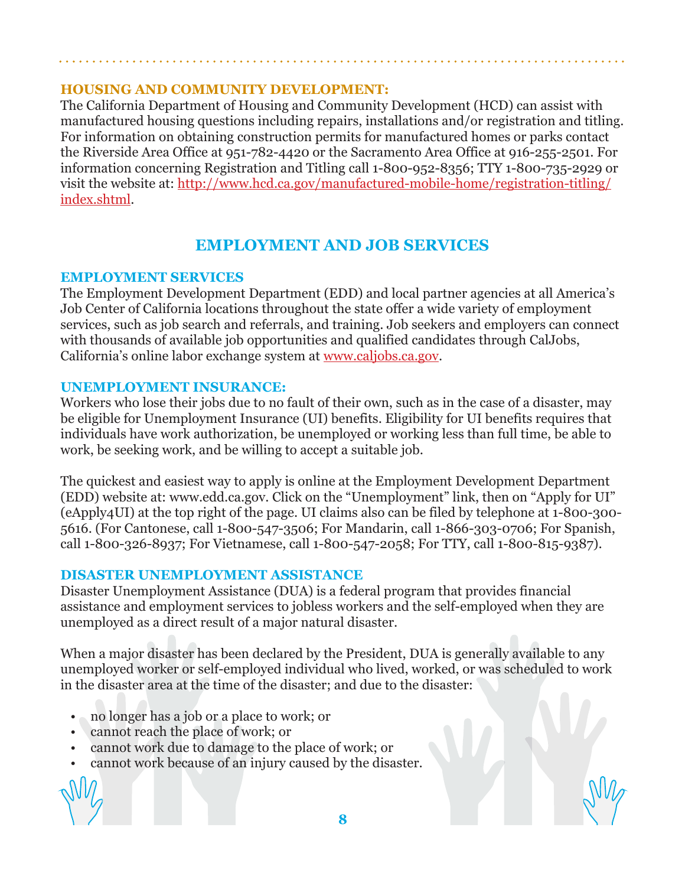### HOUSING AND COMMUNITY DEVELOPMENT:

The California Department of Housing and Community Development (HCD) can assist with manufactured housing questions including repairs, installations and/or registration and titling. For information on obtaining construction permits for manufactured homes or parks contact the Riverside Area Office at 951-782-4420 or the Sacramento Area Office at 916-255-2501. For information concerning Registration and Titling call 1-800-952-8356; TTY 1-800-735-2929 or visit the website at: http://www.hcd.ca.gov/manufactured-mobile-home/registration-titling/index.shtml.

## EMPLOYMENT AND JOB SERVICES

### EMPLOYMENT SERVICES

The Employment Development Department (EDD) and local partner agencies at all America's Job Center of California locations throughout the state offer a wide variety of employment services, such as job search and referrals, and training. Job seekers and employers can connect with thousands of available job opportunities and qualified candidates through CalJobs, California's online labor exchange system at www.caljobs.ca.gov.

### UNEMPLOYMENT INSURANCE:

Workers who lose their jobs due to no fault of their own, such as in the case of a disaster, may be eligible for Unemployment Insurance (UI) benefits. Eligibility for UI benefits requires that individuals have work authorization, be unemployed or working less than full time, be able to work, be seeking work, and be willing to accept a suitable job.

The quickest and easiest way to apply is online at the Employment Development Department (EDD) website at: www.edd.ca.gov. Click on the "Unemployment" link, then on "Apply for UI" (eApply4UI) at the top right of the page. UI claims also can be filed by telephone at 1-800-300-5616. (For Cantonese, call 1-800-547-3506; For Mandarin, call 1-866-303-0706; For Spanish, call 1-800-326-8937; For Vietnamese, call 1-800-547-2058; For TTY, call 1-800-815-9387).

### DISASTER UNEMPLOYMENT ASSISTANCE

Disaster Unemployment Assistance (DUA) is a federal program that provides financial assistance and employment services to jobless workers and the self-employed when they are unemployed as a direct result of a major natural disaster.

When a major disaster has been declared by the President, DUA is generally available to any unemployed worker or self-employed individual who lived, worked, or was scheduled to work in the disaster area at the time of the disaster; and due to the disaster:

- no longer has a job or a place to work; or
- cannot reach the place of work; or
- cannot work due to damage to the place of work; or
- cannot work because of an injury caused by the disaster.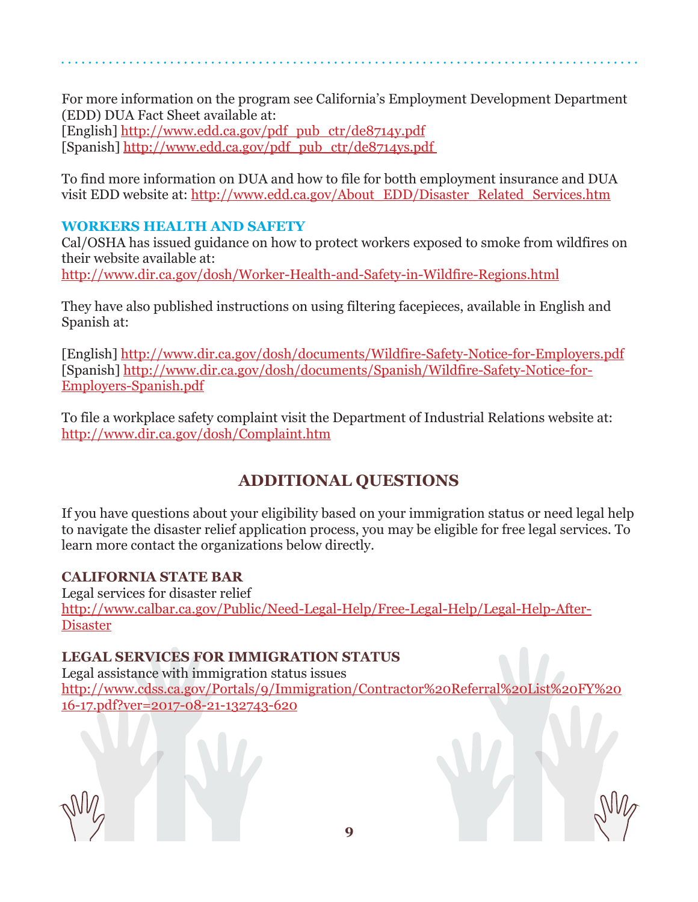For more information on the program see California's Employment Development Department (EDD) DUA Fact Sheet available at:
[English] http://www.edd.ca.gov/pdf_pub_ctr/de8714y.pdf
[Spanish] http://www.edd.ca.gov/pdf_pub_ctr/de8714ys.pdf

To find more information on DUA and how to file for botth employment insurance and DUA visit EDD website at: http://www.edd.ca.gov/About_EDD/Disaster_Related_Services.htm

### WORKERS HEALTH AND SAFETY

Cal/OSHA has issued guidance on how to protect workers exposed to smoke from wildfires on their website available at:
http://www.dir.ca.gov/dosh/Worker-Health-and-Safety-in-Wildfire-Regions.html

They have also published instructions on using filtering facepieces, available in English and Spanish at:

[English] http://www.dir.ca.gov/dosh/documents/Wildfire-Safety-Notice-for-Employers.pdf
[Spanish] http://www.dir.ca.gov/dosh/documents/Spanish/Wildfire-Safety-Notice-for-Employers-Spanish.pdf

To file a workplace safety complaint visit the Department of Industrial Relations website at:
http://www.dir.ca.gov/dosh/Complaint.htm

## ADDITIONAL QUESTIONS

If you have questions about your eligibility based on your immigration status or need legal help to navigate the disaster relief application process, you may be eligible for free legal services. To learn more contact the organizations below directly.

### CALIFORNIA STATE BAR

Legal services for disaster relief
http://www.calbar.ca.gov/Public/Need-Legal-Help/Free-Legal-Help/Legal-Help-After-Disaster

### LEGAL SERVICES FOR IMMIGRATION STATUS

Legal assistance with immigration status issues
http://www.cdss.ca.gov/Portals/9/Immigration/Contractor%20Referral%20List%20FY%2016-17.pdf?ver=2017-08-21-132743-620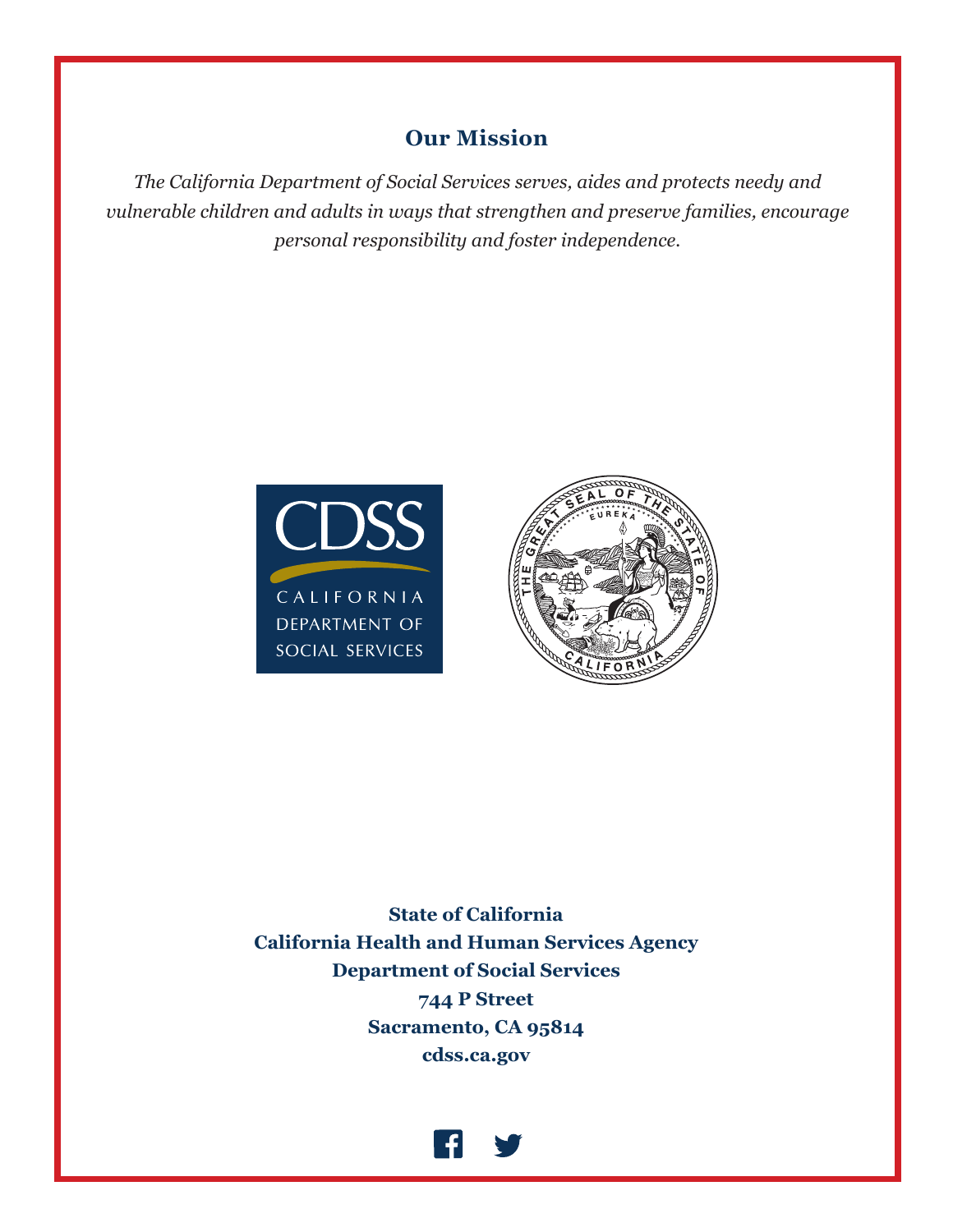## Our Mission

*The California Department of Social Services serves, aides and protects needy and vulnerable children and adults in ways that strengthen and preserve families, encourage personal responsibility and foster independence.*

**State of California**
**California Health and Human Services Agency**
**Department of Social Services**
**744 P Street**
**Sacramento, CA 95814**
**cdss.ca.gov**